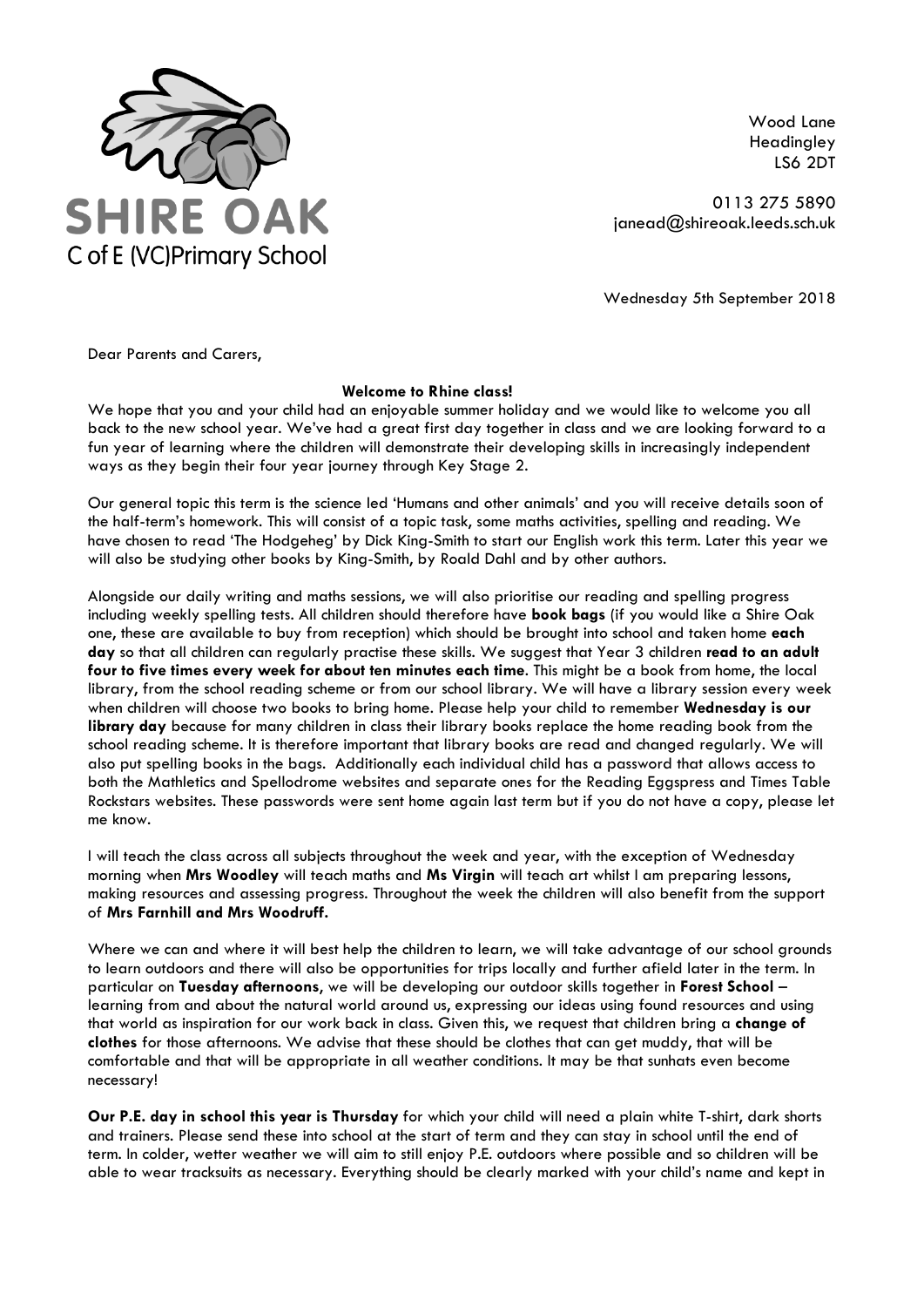SHIRE OAK
C of E (VC)Primary School

Wood Lane
Headingley
LS6 2DT

0113 275 5890
janead@shireoak.leeds.sch.uk

Wednesday 5th September 2018

Dear Parents and Carers,

**Welcome to Rhine class!**

We hope that you and your child had an enjoyable summer holiday and we would like to welcome you all back to the new school year. We've had a great first day together in class and we are looking forward to a fun year of learning where the children will demonstrate their developing skills in increasingly independent ways as they begin their four year journey through Key Stage 2.

Our general topic this term is the science led 'Humans and other animals' and you will receive details soon of the half-term's homework. This will consist of a topic task, some maths activities, spelling and reading. We have chosen to read 'The Hodgeheg' by Dick King-Smith to start our English work this term. Later this year we will also be studying other books by King-Smith, by Roald Dahl and by other authors.

Alongside our daily writing and maths sessions, we will also prioritise our reading and spelling progress including weekly spelling tests. All children should therefore have **book bags** (if you would like a Shire Oak one, these are available to buy from reception) which should be brought into school and taken home **each day** so that all children can regularly practise these skills. We suggest that Year 3 children **read to an adult four to five times every week for about ten minutes each time**. This might be a book from home, the local library, from the school reading scheme or from our school library. We will have a library session every week when children will choose two books to bring home. Please help your child to remember **Wednesday is our library day** because for many children in class their library books replace the home reading book from the school reading scheme. It is therefore important that library books are read and changed regularly. We will also put spelling books in the bags. Additionally each individual child has a password that allows access to both the Mathletics and Spellodrome websites and separate ones for the Reading Eggspress and Times Table Rockstars websites. These passwords were sent home again last term but if you do not have a copy, please let me know.

I will teach the class across all subjects throughout the week and year, with the exception of Wednesday morning when **Mrs Woodley** will teach maths and **Ms Virgin** will teach art whilst I am preparing lessons, making resources and assessing progress. Throughout the week the children will also benefit from the support of **Mrs Farnhill and Mrs Woodruff.**

Where we can and where it will best help the children to learn, we will take advantage of our school grounds to learn outdoors and there will also be opportunities for trips locally and further afield later in the term. In particular on **Tuesday afternoons**, we will be developing our outdoor skills together in **Forest School** – learning from and about the natural world around us, expressing our ideas using found resources and using that world as inspiration for our work back in class. Given this, we request that children bring a **change of clothes** for those afternoons. We advise that these should be clothes that can get muddy, that will be comfortable and that will be appropriate in all weather conditions. It may be that sunhats even become necessary!

**Our P.E. day in school this year is Thursday** for which your child will need a plain white T-shirt, dark shorts and trainers. Please send these into school at the start of term and they can stay in school until the end of term. In colder, wetter weather we will aim to still enjoy P.E. outdoors where possible and so children will be able to wear tracksuits as necessary. Everything should be clearly marked with your child's name and kept in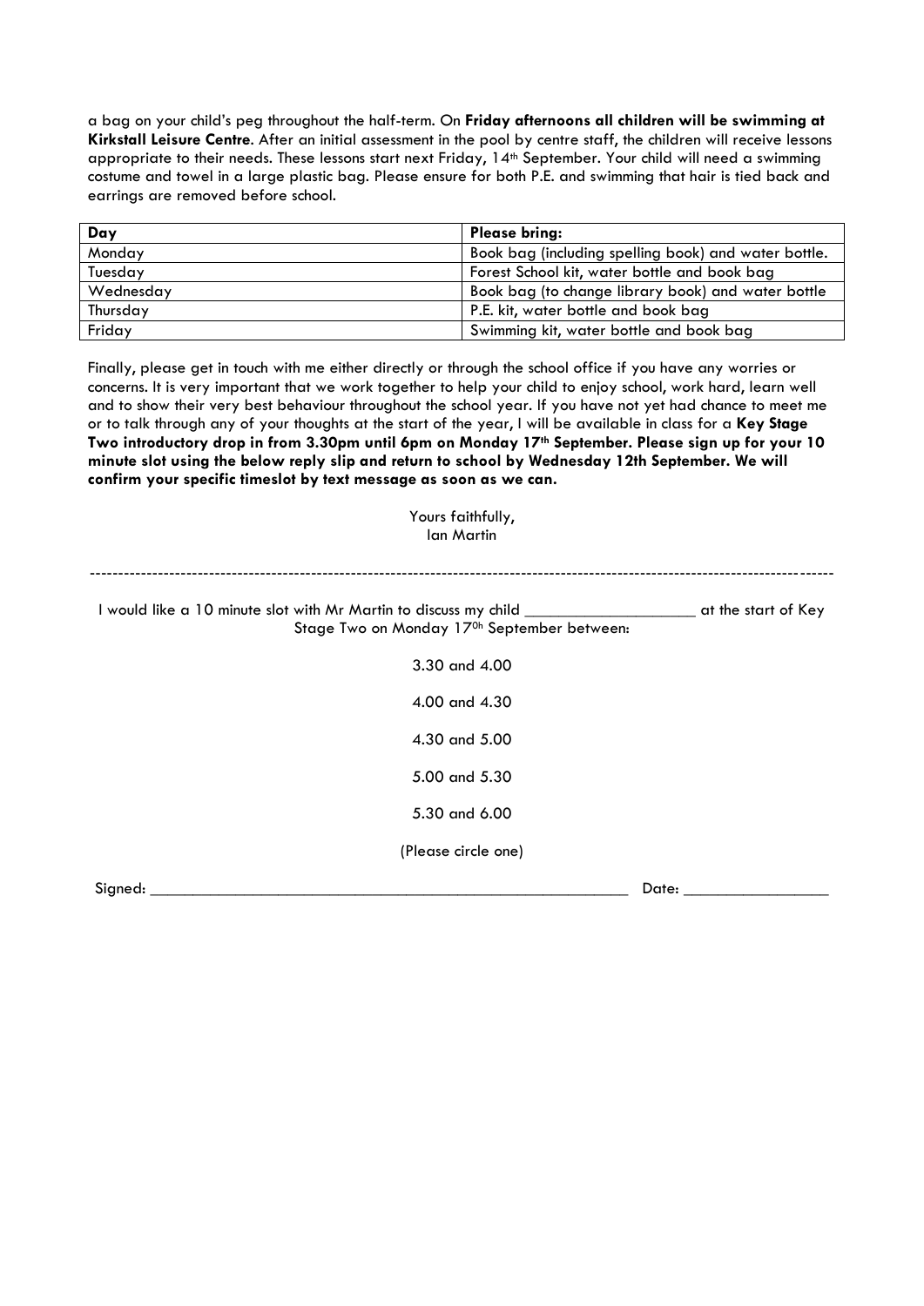a bag on your child's peg throughout the half-term. On **Friday afternoons all children will be swimming at Kirkstall Leisure Centre**. After an initial assessment in the pool by centre staff, the children will receive lessons appropriate to their needs. These lessons start next Friday, 14th September. Your child will need a swimming costume and towel in a large plastic bag. Please ensure for both P.E. and swimming that hair is tied back and earrings are removed before school.

| **Day** | **Please bring:** |
|---|---|
| Monday | Book bag (including spelling book) and water bottle. |
| Tuesday | Forest School kit, water bottle and book bag |
| Wednesday | Book bag (to change library book) and water bottle |
| Thursday | P.E. kit, water bottle and book bag |
| Friday | Swimming kit, water bottle and book bag |

Finally, please get in touch with me either directly or through the school office if you have any worries or concerns. It is very important that we work together to help your child to enjoy school, work hard, learn well and to show their very best behaviour throughout the school year. If you have not yet had chance to meet me or to talk through any of your thoughts at the start of the year, I will be available in class for a **Key Stage Two introductory drop in from 3.30pm until 6pm on Monday 17th September. Please sign up for your 10 minute slot using the below reply slip and return to school by Wednesday 12th September. We will confirm your specific timeslot by text message as soon as we can.**

Yours faithfully,
Ian Martin

---

I would like a 10 minute slot with Mr Martin to discuss my child ____________________ at the start of Key Stage Two on Monday 17th September between:

3.30 and 4.00

4.00 and 4.30

4.30 and 5.00

5.00 and 5.30

5.30 and 6.00

(Please circle one)

Signed: ____________________________________________________________ Date: _________________